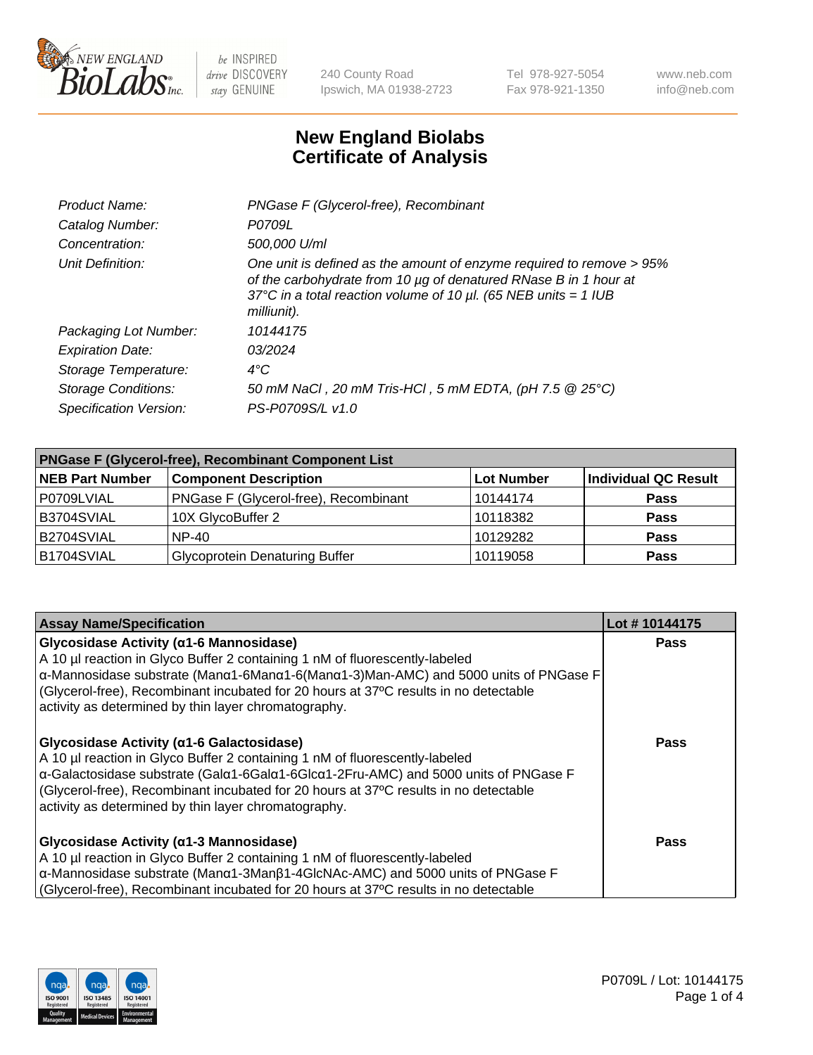# New England Biolabs Certificate of Analysis

| | |
|---|---|
| *Product Name:* | *PNGase F (Glycerol-free), Recombinant* |
| *Catalog Number:* | *P0709L* |
| *Concentration:* | *500,000 U/ml* |
| *Unit Definition:* | *One unit is defined as the amount of enzyme required to remove > 95% of the carbohydrate from 10 µg of denatured RNase B in 1 hour at 37°C in a total reaction volume of 10 µl. (65 NEB units = 1 IUB milliunit).* |
| *Packaging Lot Number:* | *10144175* |
| *Expiration Date:* | *03/2024* |
| *Storage Temperature:* | *4°C* |
| *Storage Conditions:* | *50 mM NaCl , 20 mM Tris-HCl , 5 mM EDTA, (pH 7.5 @ 25°C)* |
| *Specification Version:* | *PS-P0709S/L v1.0* |

| PNGase F (Glycerol-free), Recombinant Component List | | | |
|---|---|---|---|
| **NEB Part Number** | **Component Description** | **Lot Number** | **Individual QC Result** |
| P0709LVIAL | PNGase F (Glycerol-free), Recombinant | 10144174 | **Pass** |
| B3704SVIAL | 10X GlycoBuffer 2 | 10118382 | **Pass** |
| B2704SVIAL | NP-40 | 10129282 | **Pass** |
| B1704SVIAL | Glycoprotein Denaturing Buffer | 10119058 | **Pass** |

| Assay Name/Specification | Lot # 10144175 |
|---|---|
| **Glycosidase Activity (α1-6 Mannosidase)**<br>A 10 µl reaction in Glyco Buffer 2 containing 1 nM of fluorescently-labeled α-Mannosidase substrate (Manα1-6Manα1-6(Manα1-3)Man-AMC) and 5000 units of PNGase F (Glycerol-free), Recombinant incubated for 20 hours at 37ºC results in no detectable activity as determined by thin layer chromatography. | **Pass** |
| **Glycosidase Activity (α1-6 Galactosidase)**<br>A 10 µl reaction in Glyco Buffer 2 containing 1 nM of fluorescently-labeled α-Galactosidase substrate (Galα1-6Galα1-6Glcα1-2Fru-AMC) and 5000 units of PNGase F (Glycerol-free), Recombinant incubated for 20 hours at 37ºC results in no detectable activity as determined by thin layer chromatography. | **Pass** |
| **Glycosidase Activity (α1-3 Mannosidase)**<br>A 10 µl reaction in Glyco Buffer 2 containing 1 nM of fluorescently-labeled α-Mannosidase substrate (Manα1-3Manβ1-4GlcNAc-AMC) and 5000 units of PNGase F (Glycerol-free), Recombinant incubated for 20 hours at 37ºC results in no detectable | **Pass** |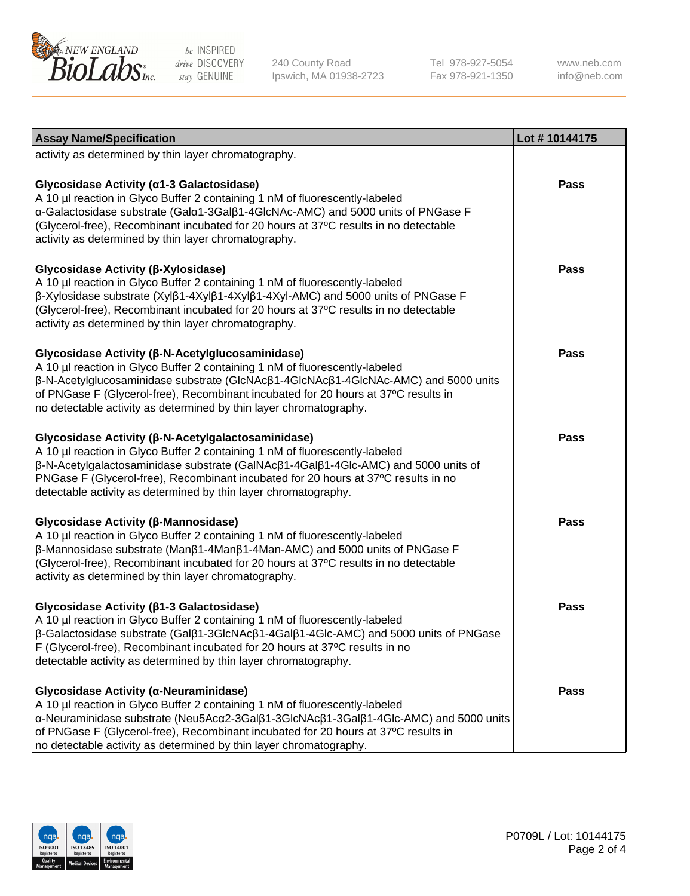| Assay Name/Specification | Lot # 10144175 |
|---|---|
| activity as determined by thin layer chromatography. | |
| **Glycosidase Activity (α1-3 Galactosidase)**<br>A 10 µl reaction in Glyco Buffer 2 containing 1 nM of fluorescently-labeled α-Galactosidase substrate (Galα1-3Galβ1-4GlcNAc-AMC) and 5000 units of PNGase F (Glycerol-free), Recombinant incubated for 20 hours at 37ºC results in no detectable activity as determined by thin layer chromatography. | Pass |
| **Glycosidase Activity (β-Xylosidase)**<br>A 10 µl reaction in Glyco Buffer 2 containing 1 nM of fluorescently-labeled β-Xylosidase substrate (Xylβ1-4Xylβ1-4Xylβ1-4Xyl-AMC) and 5000 units of PNGase F (Glycerol-free), Recombinant incubated for 20 hours at 37ºC results in no detectable activity as determined by thin layer chromatography. | Pass |
| **Glycosidase Activity (β-N-Acetylglucosaminidase)**<br>A 10 µl reaction in Glyco Buffer 2 containing 1 nM of fluorescently-labeled β-N-Acetylglucosaminidase substrate (GlcNAcβ1-4GlcNAcβ1-4GlcNAc-AMC) and 5000 units of PNGase F (Glycerol-free), Recombinant incubated for 20 hours at 37ºC results in no detectable activity as determined by thin layer chromatography. | Pass |
| **Glycosidase Activity (β-N-Acetylgalactosaminidase)**<br>A 10 µl reaction in Glyco Buffer 2 containing 1 nM of fluorescently-labeled β-N-Acetylgalactosaminidase substrate (GalNAcβ1-4Galβ1-4Glc-AMC) and 5000 units of PNGase F (Glycerol-free), Recombinant incubated for 20 hours at 37ºC results in no detectable activity as determined by thin layer chromatography. | Pass |
| **Glycosidase Activity (β-Mannosidase)**<br>A 10 µl reaction in Glyco Buffer 2 containing 1 nM of fluorescently-labeled β-Mannosidase substrate (Manβ1-4Manβ1-4Man-AMC) and 5000 units of PNGase F (Glycerol-free), Recombinant incubated for 20 hours at 37ºC results in no detectable activity as determined by thin layer chromatography. | Pass |
| **Glycosidase Activity (β1-3 Galactosidase)**<br>A 10 µl reaction in Glyco Buffer 2 containing 1 nM of fluorescently-labeled β-Galactosidase substrate (Galβ1-3GlcNAcβ1-4Galβ1-4Glc-AMC) and 5000 units of PNGase F (Glycerol-free), Recombinant incubated for 20 hours at 37ºC results in no detectable activity as determined by thin layer chromatography. | Pass |
| **Glycosidase Activity (α-Neuraminidase)**<br>A 10 µl reaction in Glyco Buffer 2 containing 1 nM of fluorescently-labeled α-Neuraminidase substrate (Neu5Acα2-3Galβ1-3GlcNAcβ1-3Galβ1-4Glc-AMC) and 5000 units of PNGase F (Glycerol-free), Recombinant incubated for 20 hours at 37ºC results in no detectable activity as determined by thin layer chromatography. | Pass |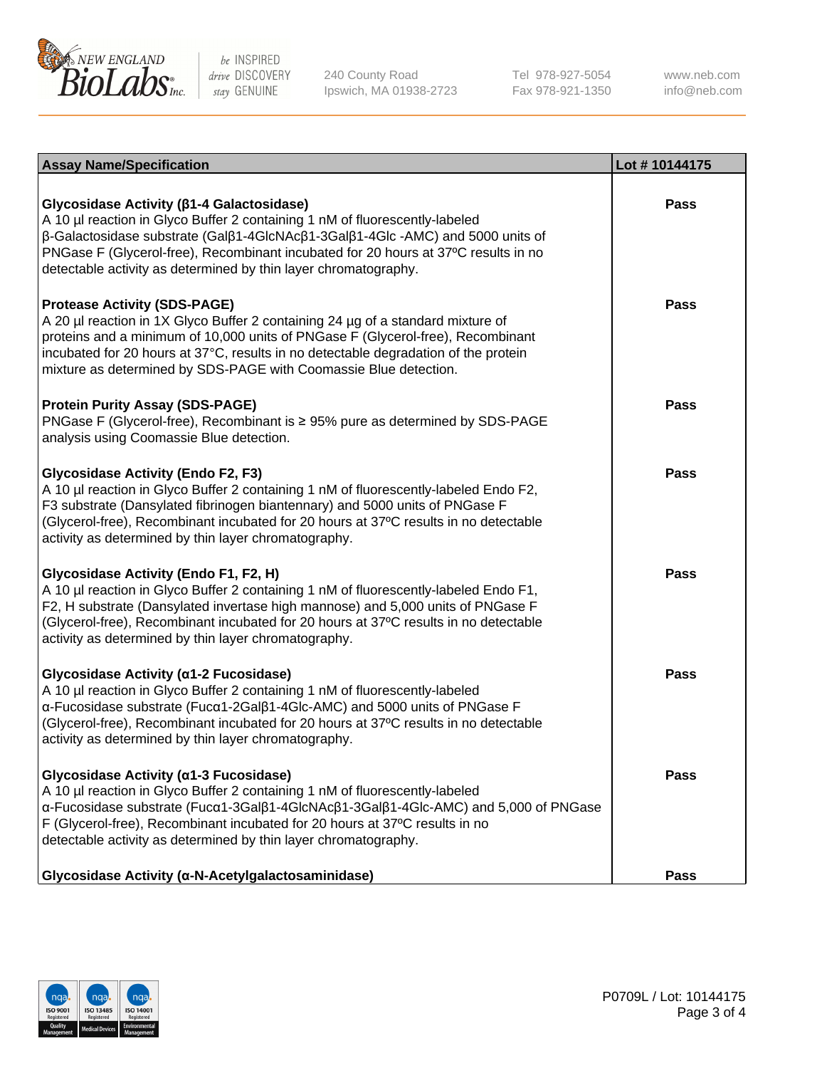| Assay Name/Specification | Lot # 10144175 |
|---|---|
| **Glycosidase Activity (β1-4 Galactosidase)**<br>A 10 µl reaction in Glyco Buffer 2 containing 1 nM of fluorescently-labeled β-Galactosidase substrate (Galβ1-4GlcNAcβ1-3Galβ1-4Glc -AMC) and 5000 units of PNGase F (Glycerol-free), Recombinant incubated for 20 hours at 37ºC results in no detectable activity as determined by thin layer chromatography. | **Pass** |
| **Protease Activity (SDS-PAGE)**<br>A 20 µl reaction in 1X Glyco Buffer 2 containing 24 µg of a standard mixture of proteins and a minimum of 10,000 units of PNGase F (Glycerol-free), Recombinant incubated for 20 hours at 37°C, results in no detectable degradation of the protein mixture as determined by SDS-PAGE with Coomassie Blue detection. | **Pass** |
| **Protein Purity Assay (SDS-PAGE)**<br>PNGase F (Glycerol-free), Recombinant is ≥ 95% pure as determined by SDS-PAGE analysis using Coomassie Blue detection. | **Pass** |
| **Glycosidase Activity (Endo F2, F3)**<br>A 10 µl reaction in Glyco Buffer 2 containing 1 nM of fluorescently-labeled Endo F2, F3 substrate (Dansylated fibrinogen biantennary) and 5000 units of PNGase F (Glycerol-free), Recombinant incubated for 20 hours at 37ºC results in no detectable activity as determined by thin layer chromatography. | **Pass** |
| **Glycosidase Activity (Endo F1, F2, H)**<br>A 10 µl reaction in Glyco Buffer 2 containing 1 nM of fluorescently-labeled Endo F1, F2, H substrate (Dansylated invertase high mannose) and 5,000 units of PNGase F (Glycerol-free), Recombinant incubated for 20 hours at 37ºC results in no detectable activity as determined by thin layer chromatography. | **Pass** |
| **Glycosidase Activity (α1-2 Fucosidase)**<br>A 10 µl reaction in Glyco Buffer 2 containing 1 nM of fluorescently-labeled α-Fucosidase substrate (Fucα1-2Galβ1-4Glc-AMC) and 5000 units of PNGase F (Glycerol-free), Recombinant incubated for 20 hours at 37ºC results in no detectable activity as determined by thin layer chromatography. | **Pass** |
| **Glycosidase Activity (α1-3 Fucosidase)**<br>A 10 µl reaction in Glyco Buffer 2 containing 1 nM of fluorescently-labeled α-Fucosidase substrate (Fucα1-3Galβ1-4GlcNAcβ1-3Galβ1-4Glc-AMC) and 5,000 of PNGase F (Glycerol-free), Recombinant incubated for 20 hours at 37ºC results in no detectable activity as determined by thin layer chromatography. | **Pass** |
| **Glycosidase Activity (α-N-Acetylgalactosaminidase)** | **Pass** |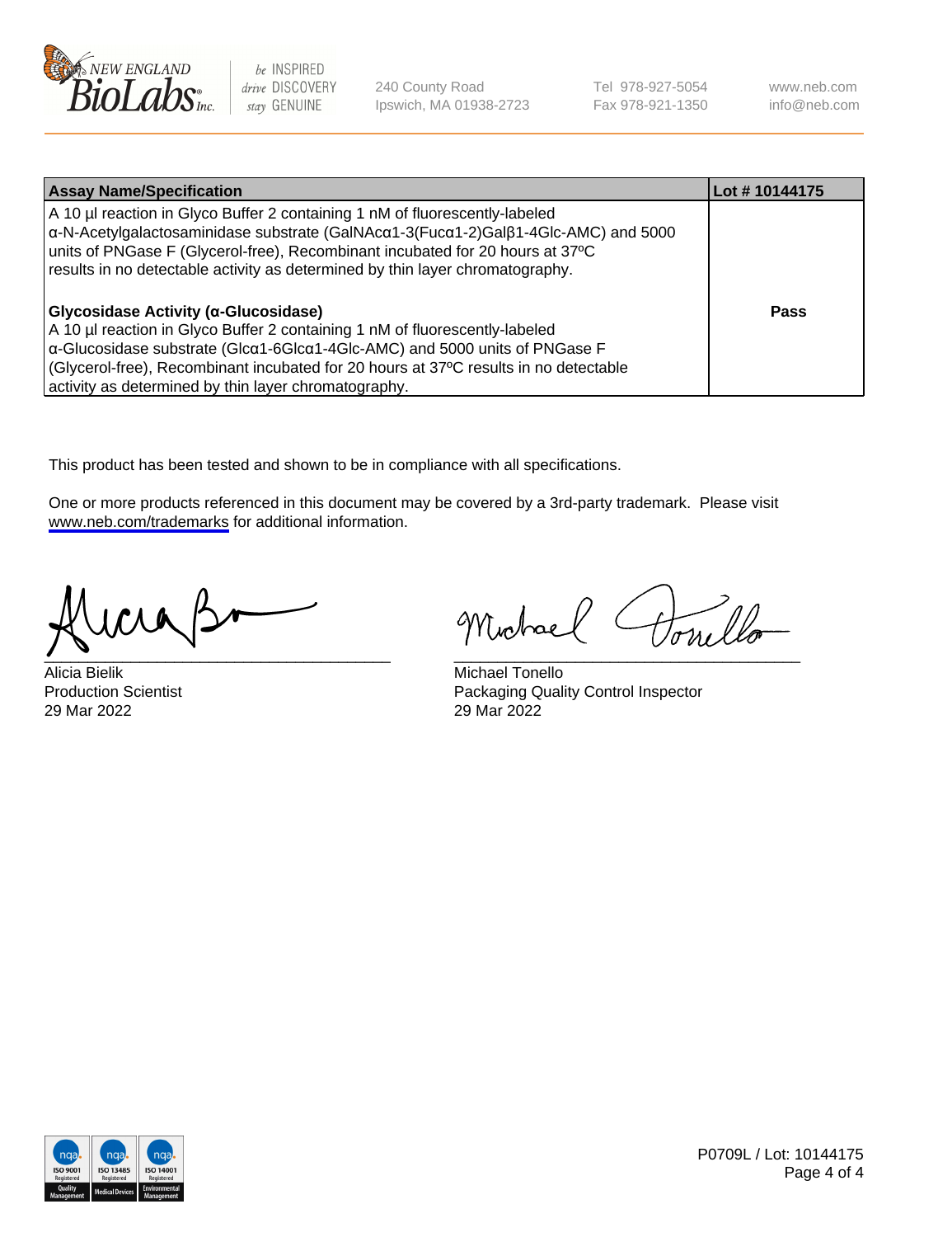be INSPIRED
drive DISCOVERY
stay GENUINE

240 County Road
Ipswich, MA 01938-2723

Tel 978-927-5054
Fax 978-921-1350

www.neb.com
info@neb.com

| Assay Name/Specification | Lot # 10144175 |
|---|---|
| A 10 µl reaction in Glyco Buffer 2 containing 1 nM of fluorescently-labeled α-N-Acetylgalactosaminidase substrate (GalNAcα1-3(Fucα1-2)Galβ1-4Glc-AMC) and 5000 units of PNGase F (Glycerol-free), Recombinant incubated for 20 hours at 37ºC results in no detectable activity as determined by thin layer chromatography. | |
| **Glycosidase Activity (α-Glucosidase)** A 10 µl reaction in Glyco Buffer 2 containing 1 nM of fluorescently-labeled α-Glucosidase substrate (Glcα1-6Glcα1-4Glc-AMC) and 5000 units of PNGase F (Glycerol-free), Recombinant incubated for 20 hours at 37ºC results in no detectable activity as determined by thin layer chromatography. | **Pass** |

This product has been tested and shown to be in compliance with all specifications.

One or more products referenced in this document may be covered by a 3rd-party trademark. Please visit www.neb.com/trademarks for additional information.

Alicia Bielik
Production Scientist
29 Mar 2022

Michael Tonello
Packaging Quality Control Inspector
29 Mar 2022

P0709L / Lot: 10144175